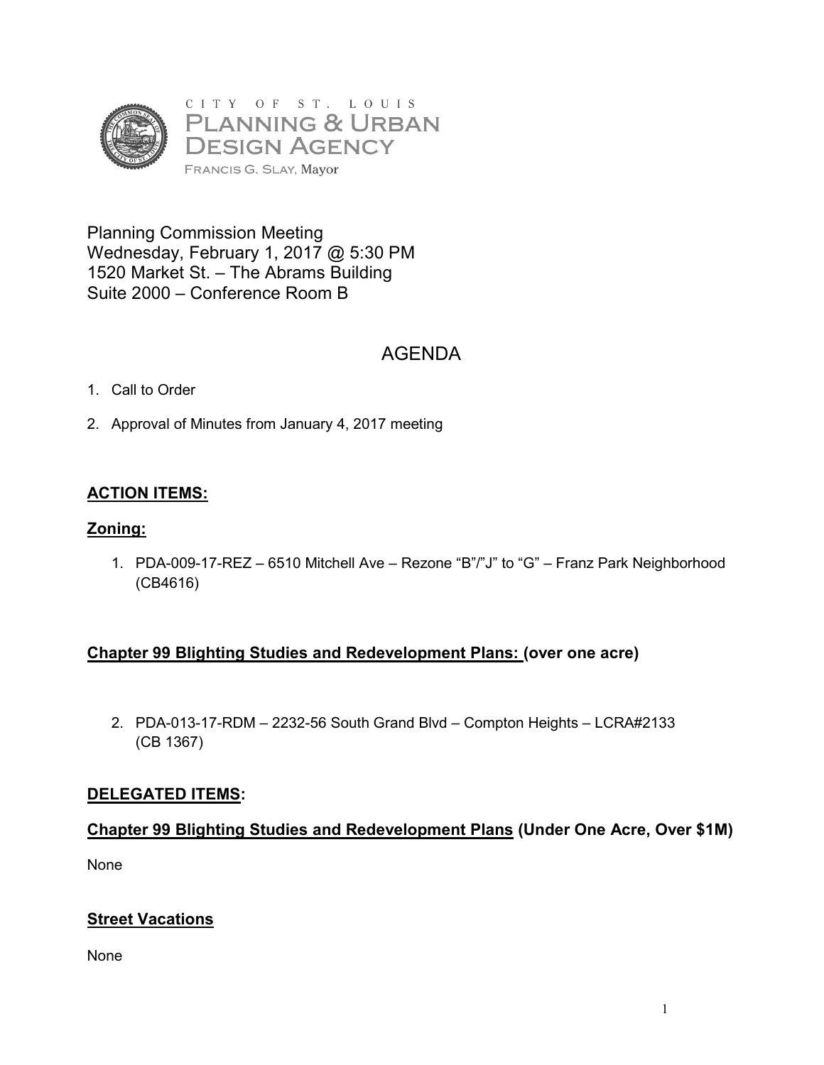CITY OF ST. LOUIS
PLANNING & URBAN DESIGN AGENCY
FRANCIS G. SLAY, Mayor

Planning Commission Meeting
Wednesday, February 1, 2017 @ 5:30 PM
1520 Market St. – The Abrams Building
Suite 2000 – Conference Room B

# AGENDA

1. Call to Order
2. Approval of Minutes from January 4, 2017 meeting

## **ACTION ITEMS:**

### **Zoning:**

1. PDA-009-17-REZ – 6510 Mitchell Ave – Rezone "B"/"J" to "G" – Franz Park Neighborhood (CB4616)

### **Chapter 99 Blighting Studies and Redevelopment Plans: (over one acre)**

2. PDA-013-17-RDM – 2232-56 South Grand Blvd – Compton Heights – LCRA#2133 (CB 1367)

## **DELEGATED ITEMS:**

### **Chapter 99 Blighting Studies and Redevelopment Plans (Under One Acre, Over $1M)**

None

### **Street Vacations**

None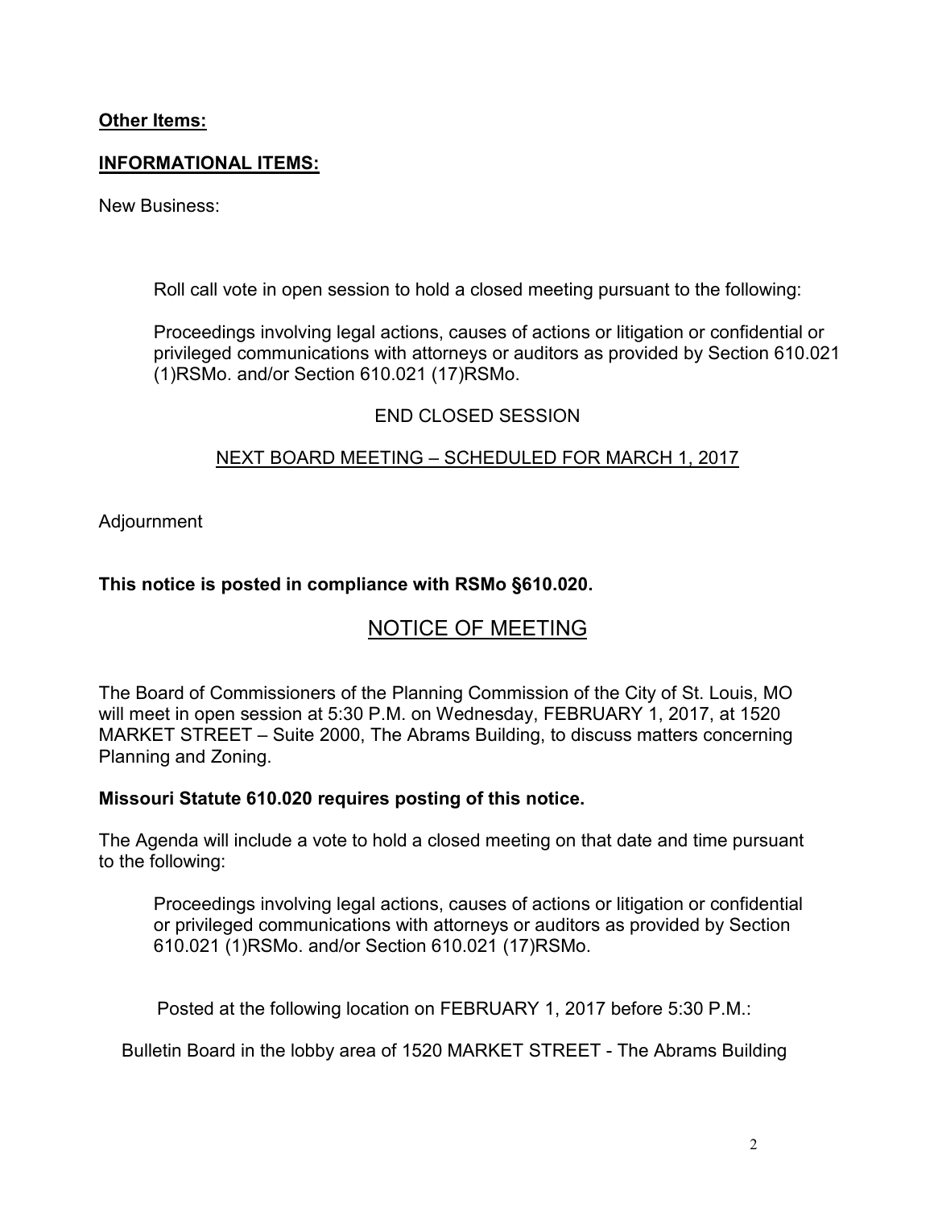**Other Items:**

**INFORMATIONAL ITEMS:**

New Business:

Roll call vote in open session to hold a closed meeting pursuant to the following:

Proceedings involving legal actions, causes of actions or litigation or confidential or privileged communications with attorneys or auditors as provided by Section 610.021 (1)RSMo. and/or Section 610.021 (17)RSMo.

END CLOSED SESSION

NEXT BOARD MEETING – SCHEDULED FOR MARCH 1, 2017

Adjournment

**This notice is posted in compliance with RSMo §610.020.**

## NOTICE OF MEETING

The Board of Commissioners of the Planning Commission of the City of St. Louis, MO will meet in open session at 5:30 P.M. on Wednesday, FEBRUARY 1, 2017, at 1520 MARKET STREET – Suite 2000, The Abrams Building, to discuss matters concerning Planning and Zoning.

**Missouri Statute 610.020 requires posting of this notice.**

The Agenda will include a vote to hold a closed meeting on that date and time pursuant to the following:

Proceedings involving legal actions, causes of actions or litigation or confidential or privileged communications with attorneys or auditors as provided by Section 610.021 (1)RSMo. and/or Section 610.021 (17)RSMo.

Posted at the following location on FEBRUARY 1, 2017 before 5:30 P.M.:

Bulletin Board in the lobby area of 1520 MARKET STREET - The Abrams Building